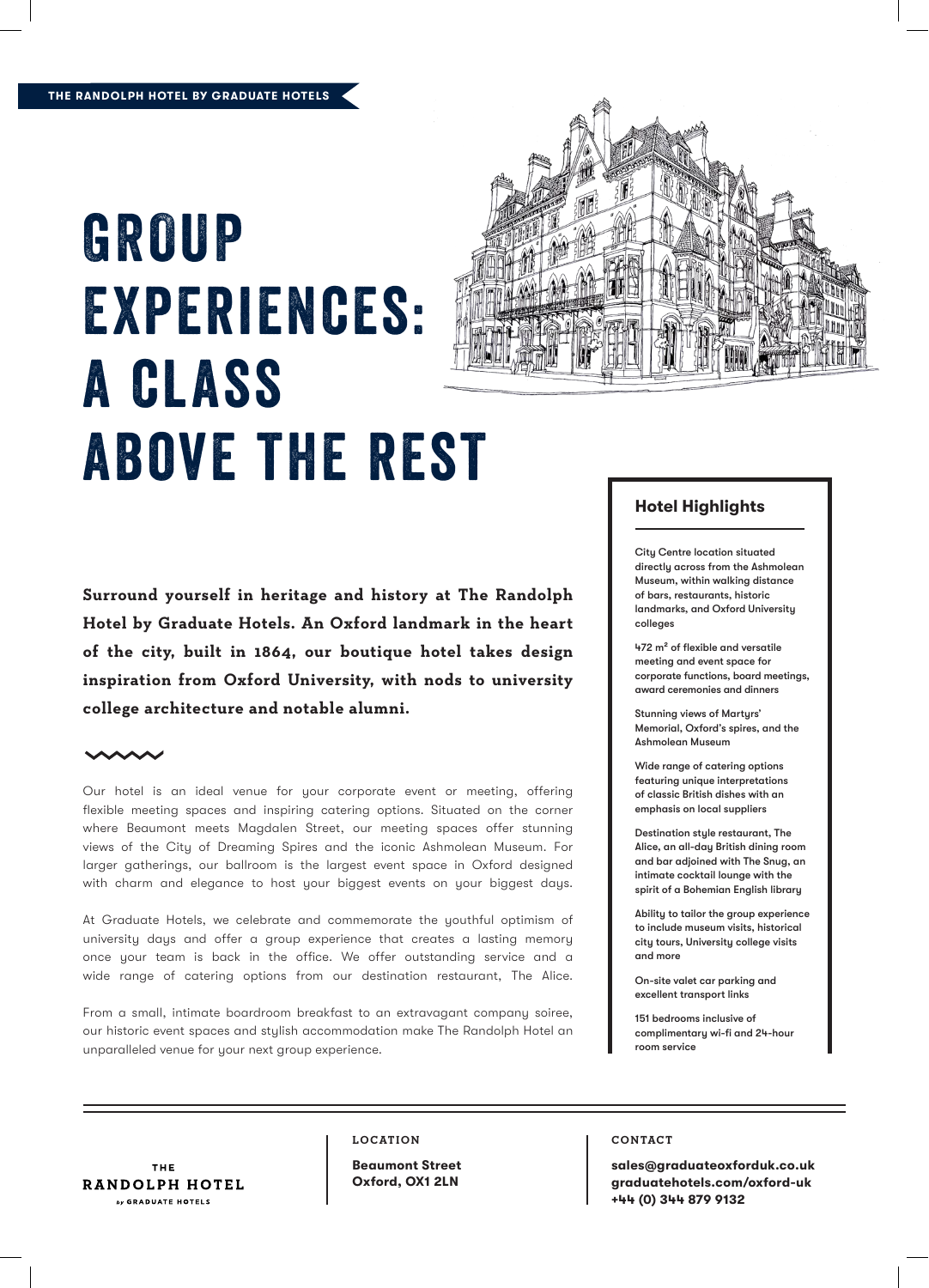THE RANDOLPH HOTEL BY GRADUATE HOTELS

# GROUP EXPERIENCES: A CLASS ABOVE THE REST

**Surround yourself in heritage and history at The Randolph Hotel by Graduate Hotels. An Oxford landmark in the heart of the city, built in 1864, our boutique hotel takes design inspiration from Oxford University, with nods to university college architecture and notable alumni.**

Our hotel is an ideal venue for your corporate event or meeting, offering flexible meeting spaces and inspiring catering options. Situated on the corner where Beaumont meets Magdalen Street, our meeting spaces offer stunning views of the City of Dreaming Spires and the iconic Ashmolean Museum. For larger gatherings, our ballroom is the largest event space in Oxford designed with charm and elegance to host your biggest events on your biggest days.

At Graduate Hotels, we celebrate and commemorate the youthful optimism of university days and offer a group experience that creates a lasting memory once your team is back in the office. We offer outstanding service and a wide range of catering options from our destination restaurant, The Alice.

From a small, intimate boardroom breakfast to an extravagant company soiree, our historic event spaces and stylish accommodation make The Randolph Hotel an unparalleled venue for your next group experience.

## Hotel Highlights

- City Centre location situated directly across from the Ashmolean Museum, within walking distance of bars, restaurants, historic landmarks, and Oxford University colleges
- 472 m² of flexible and versatile meeting and event space for corporate functions, board meetings, award ceremonies and dinners
- Stunning views of Martyrs' Memorial, Oxford's spires, and the Ashmolean Museum
- Wide range of catering options featuring unique interpretations of classic British dishes with an emphasis on local suppliers
- Destination style restaurant, The Alice, an all-day British dining room and bar adjoined with The Snug, an intimate cocktail lounge with the spirit of a Bohemian English library
- Ability to tailor the group experience to include museum visits, historical city tours, University college visits and more
- On-site valet car parking and excellent transport links
- 151 bedrooms inclusive of complimentary wi-fi and 24-hour room service

THE RANDOLPH HOTEL by GRADUATE HOTELS

**LOCATION**

**Beaumont Street**
**Oxford, OX1 2LN**

**CONTACT**

**sales@graduateoxforduk.co.uk**
**graduatehotels.com/oxford-uk**
**+44 (0) 344 879 9132**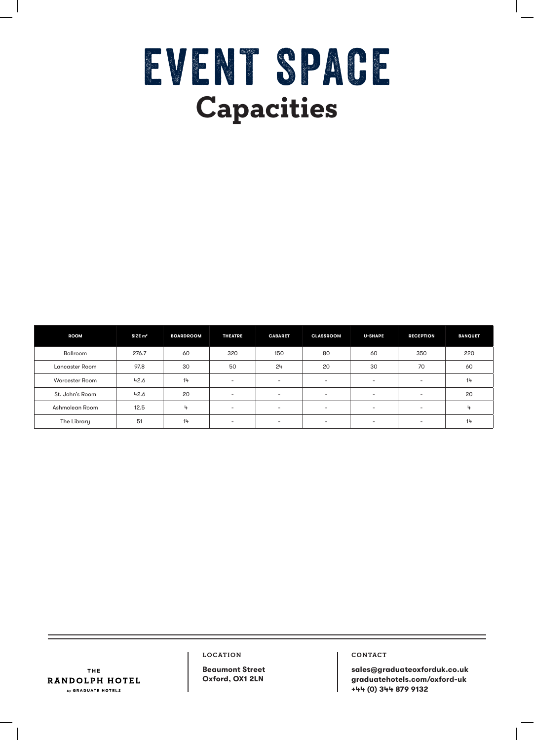# EVENT SPACE
## Capacities

| ROOM | SIZE $m^2$ | BOARDROOM | THEATRE | CABARET | CLASSROOM | U-SHAPE | RECEPTION | BANQUET |
|---|---|---|---|---|---|---|---|---|
| Ballroom | 276.7 | 60 | 320 | 150 | 80 | 60 | 350 | 220 |
| Lancaster Room | 97.8 | 30 | 50 | 24 | 20 | 30 | 70 | 60 |
| Worcester Room | 42.6 | 14 | - | - | - | - | - | 14 |
| St. John's Room | 42.6 | 20 | - | - | - | - | - | 20 |
| Ashmolean Room | 12.5 | 4 | - | - | - | - | - | 4 |
| The Library | 51 | 14 | - | - | - | - | - | 14 |

THE RANDOLPH HOTEL
by GRADUATE HOTELS

**LOCATION**

**Beaumont Street**
**Oxford, OX1 2LN**

**CONTACT**

**sales@graduateoxforduk.co.uk**
**graduatehotels.com/oxford-uk**
**+44 (0) 344 879 9132**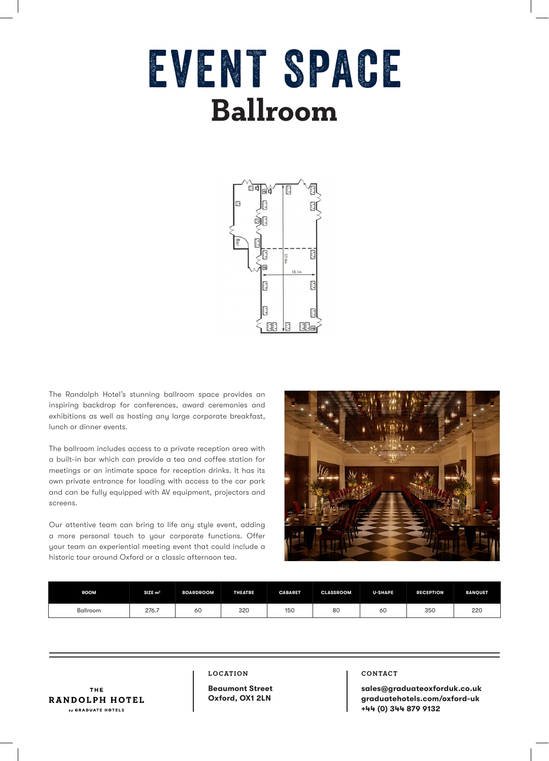# EVENT SPACE

## Ballroom

The Randolph Hotel's stunning ballroom space provides an inspiring backdrop for conferences, award ceremonies and exhibitions as well as hosting any large corporate breakfast, lunch or dinner events.

The ballroom includes access to a private reception area with a built-in bar which can provide a tea and coffee station for meetings or an intimate space for reception drinks. It has its own private entrance for loading with access to the car park and can be fully equipped with AV equipment, projectors and screens.

Our attentive team can bring to life any style event, adding a more personal touch to your corporate functions. Offer your team an experiential meeting event that could include a historic tour around Oxford or a classic afternoon tea.

| ROOM | SIZE m² | BOARDROOM | THEATRE | CABARET | CLASSROOM | U-SHAPE | RECEPTION | BANQUET |
|---|---|---|---|---|---|---|---|---|
| Ballroom | 276.7 | 60 | 320 | 150 | 80 | 60 | 350 | 220 |

THE RANDOLPH HOTEL
by GRADUATE HOTELS

**LOCATION**

**Beaumont Street**
**Oxford, OX1 2LN**

**CONTACT**

**sales@graduateoxforduk.co.uk**
**graduatehotels.com/oxford-uk**
**+44 (0) 344 879 9132**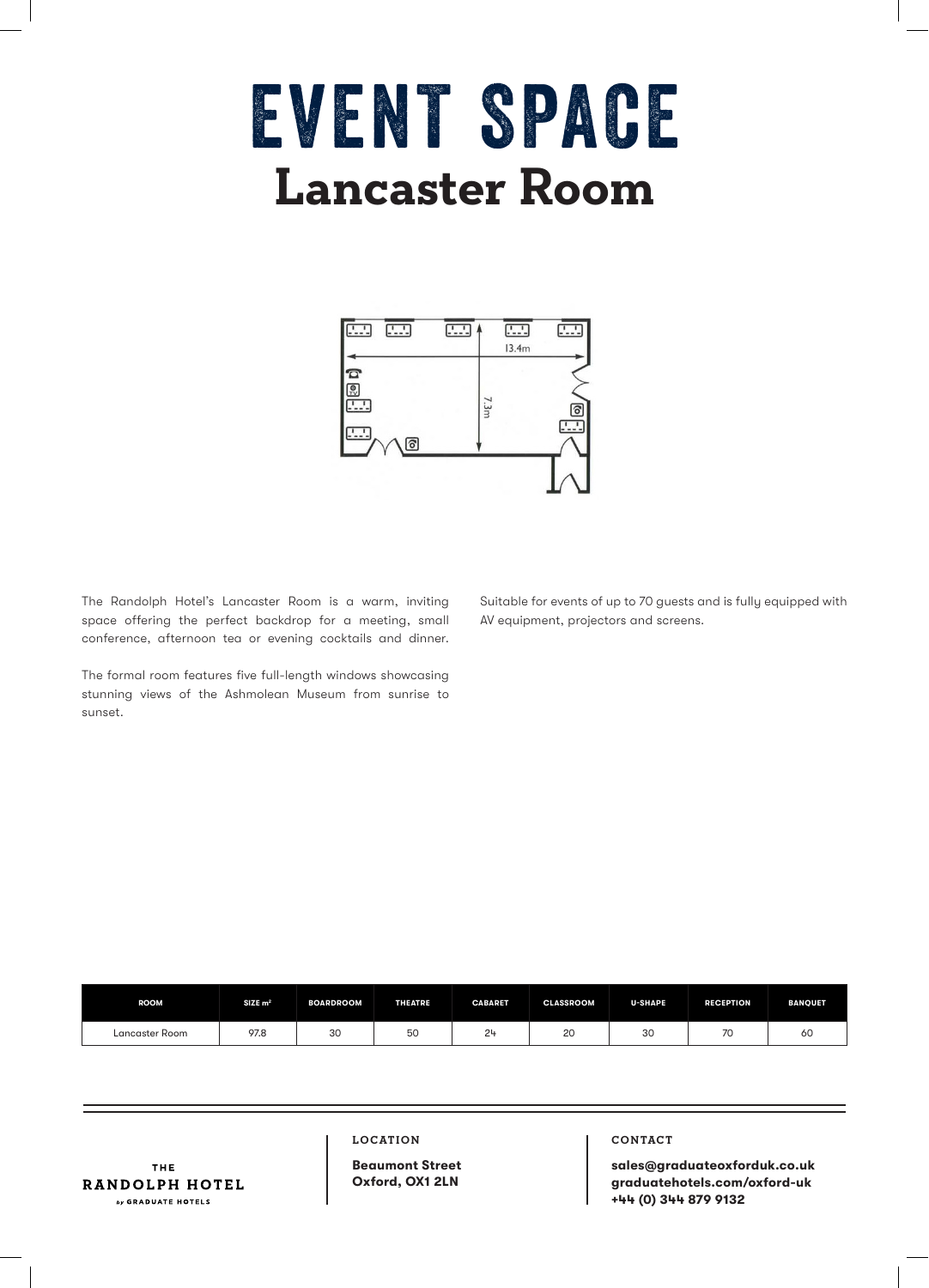# EVENT SPACE

## Lancaster Room

13.4m

7.3m

The Randolph Hotel's Lancaster Room is a warm, inviting space offering the perfect backdrop for a meeting, small conference, afternoon tea or evening cocktails and dinner.

The formal room features five full-length windows showcasing stunning views of the Ashmolean Museum from sunrise to sunset.

Suitable for events of up to 70 guests and is fully equipped with AV equipment, projectors and screens.

| ROOM | SIZE m² | BOARDROOM | THEATRE | CABARET | CLASSROOM | U-SHAPE | RECEPTION | BANQUET |
|---|---|---|---|---|---|---|---|---|
| Lancaster Room | 97.8 | 30 | 50 | 24 | 20 | 30 | 70 | 60 |

THE
**RANDOLPH HOTEL**
by GRADUATE HOTELS

**LOCATION**

**Beaumont Street**
**Oxford, OX1 2LN**

**CONTACT**

**sales@graduateoxforduk.co.uk**
**graduatehotels.com/oxford-uk**
**+44 (0) 344 879 9132**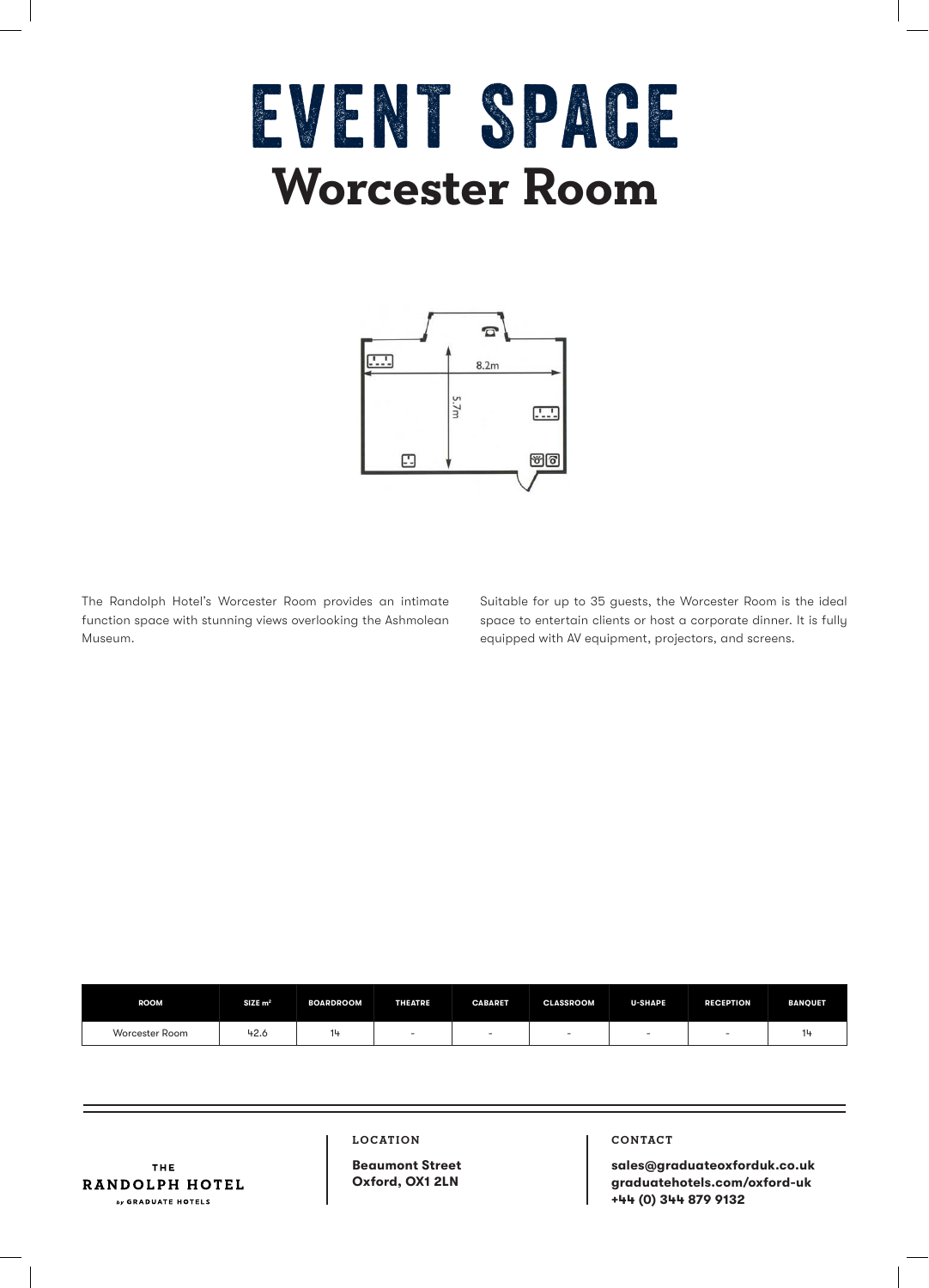# EVENT SPACE
## Worcester Room

8.2m

5.7m

The Randolph Hotel's Worcester Room provides an intimate function space with stunning views overlooking the Ashmolean Museum.

Suitable for up to 35 guests, the Worcester Room is the ideal space to entertain clients or host a corporate dinner. It is fully equipped with AV equipment, projectors, and screens.

| ROOM | SIZE m² | BOARDROOM | THEATRE | CABARET | CLASSROOM | U-SHAPE | RECEPTION | BANQUET |
|---|---|---|---|---|---|---|---|---|
| Worcester Room | 42.6 | 14 | - | - | - | - | - | 14 |

THE
**RANDOLPH HOTEL**
by GRADUATE HOTELS

**LOCATION**

**Beaumont Street**
**Oxford, OX1 2LN**

**CONTACT**

**sales@graduateoxforduk.co.uk**
**graduatehotels.com/oxford-uk**
**+44 (0) 344 879 9132**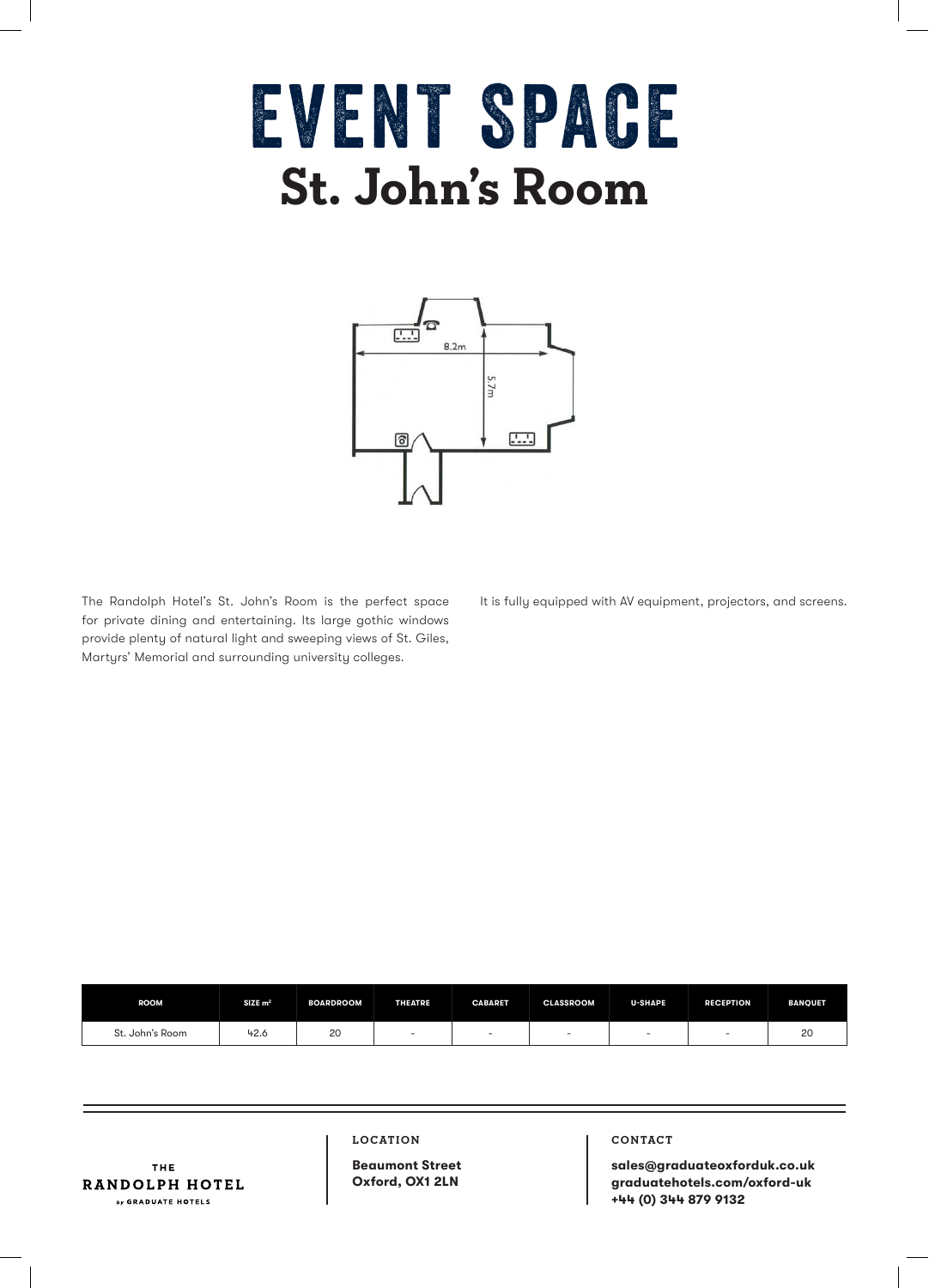# EVENT SPACE

## St. John's Room

8.2m

5.7m

The Randolph Hotel's St. John's Room is the perfect space for private dining and entertaining. Its large gothic windows provide plenty of natural light and sweeping views of St. Giles, Martyrs' Memorial and surrounding university colleges.

It is fully equipped with AV equipment, projectors, and screens.

| ROOM | SIZE m² | BOARDROOM | THEATRE | CABARET | CLASSROOM | U-SHAPE | RECEPTION | BANQUET |
|---|---|---|---|---|---|---|---|---|
| St. John's Room | 42.6 | 20 | - | - | - | - | - | 20 |

THE
RANDOLPH HOTEL
by GRADUATE HOTELS

**LOCATION**

**Beaumont Street**
**Oxford, OX1 2LN**

**CONTACT**

**sales@graduateoxforduk.co.uk**
**graduatehotels.com/oxford-uk**
**+44 (0) 344 879 9132**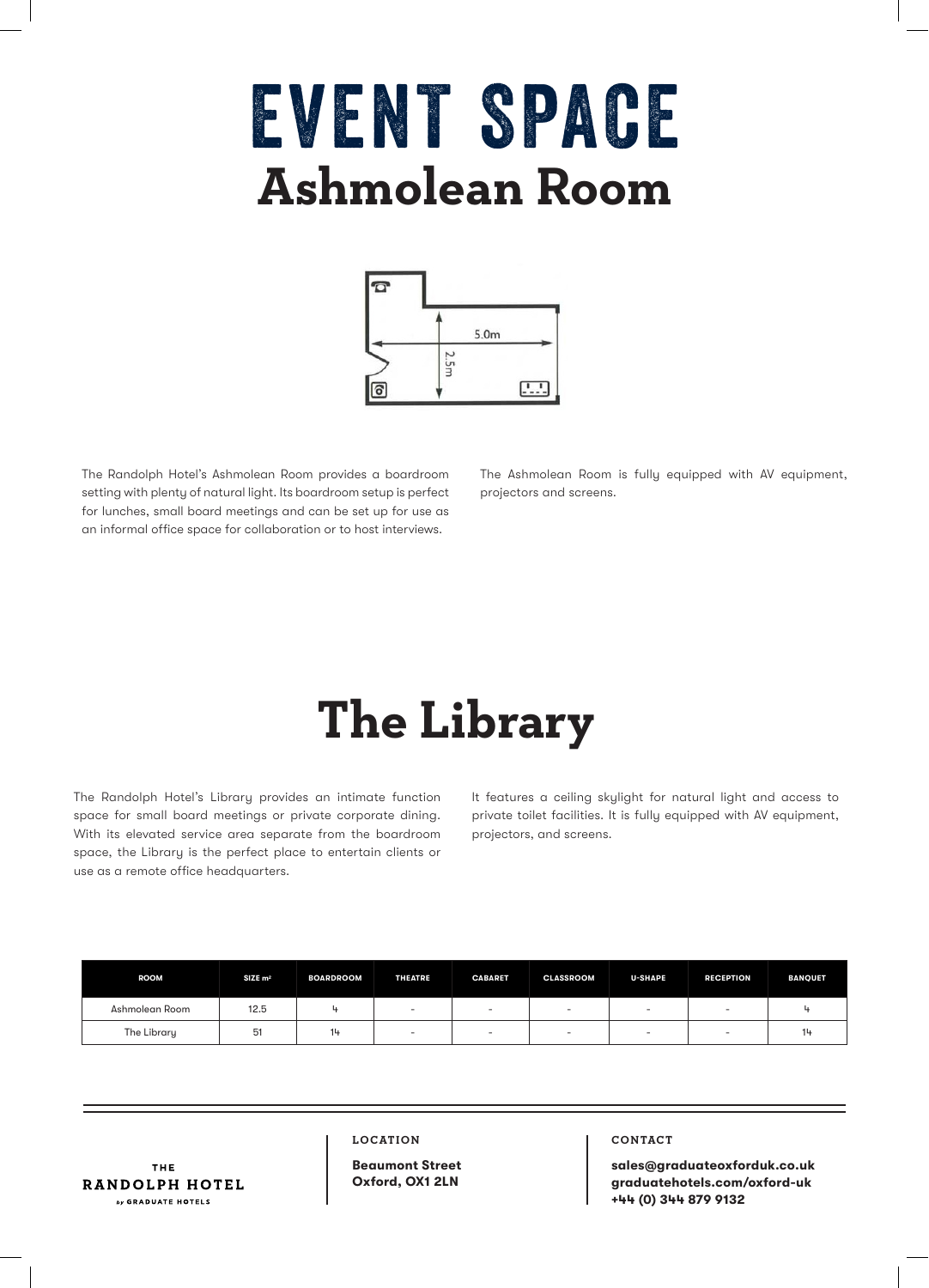# EVENT SPACE

## Ashmolean Room

5.0m

2.5m

The Randolph Hotel's Ashmolean Room provides a boardroom setting with plenty of natural light. Its boardroom setup is perfect for lunches, small board meetings and can be set up for use as an informal office space for collaboration or to host interviews.

The Ashmolean Room is fully equipped with AV equipment, projectors and screens.

## The Library

The Randolph Hotel's Library provides an intimate function space for small board meetings or private corporate dining. With its elevated service area separate from the boardroom space, the Library is the perfect place to entertain clients or use as a remote office headquarters.

It features a ceiling skylight for natural light and access to private toilet facilities. It is fully equipped with AV equipment, projectors, and screens.

| ROOM | SIZE $m^2$ | BOARDROOM | THEATRE | CABARET | CLASSROOM | U-SHAPE | RECEPTION | BANQUET |
|---|---|---|---|---|---|---|---|---|
| Ashmolean Room | 12.5 | 4 | - | - | - | - | - | 4 |
| The Library | 51 | 14 | - | - | - | - | - | 14 |

THE
RANDOLPH HOTEL
by GRADUATE HOTELS

**LOCATION**

**Beaumont Street**
**Oxford, OX1 2LN**

**CONTACT**

**sales@graduateoxforduk.co.uk**
**graduatehotels.com/oxford-uk**
**+44 (0) 344 879 9132**